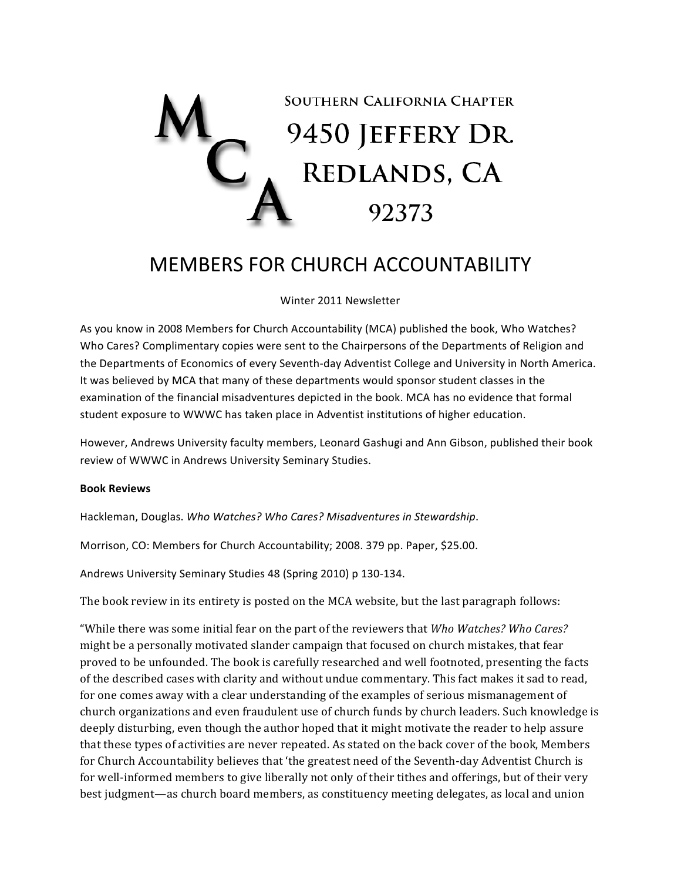# MCA

Southern California Chapter
9450 Jeffery Dr.
Redlands, CA
92373

## MEMBERS FOR CHURCH ACCOUNTABILITY

Winter 2011 Newsletter

As you know in 2008 Members for Church Accountability (MCA) published the book, Who Watches? Who Cares? Complimentary copies were sent to the Chairpersons of the Departments of Religion and the Departments of Economics of every Seventh-day Adventist College and University in North America. It was believed by MCA that many of these departments would sponsor student classes in the examination of the financial misadventures depicted in the book. MCA has no evidence that formal student exposure to WWWC has taken place in Adventist institutions of higher education.

However, Andrews University faculty members, Leonard Gashugi and Ann Gibson, published their book review of WWWC in Andrews University Seminary Studies.

**Book Reviews**

Hackleman, Douglas. *Who Watches? Who Cares? Misadventures in Stewardship*.

Morrison, CO: Members for Church Accountability; 2008. 379 pp. Paper, $25.00.

Andrews University Seminary Studies 48 (Spring 2010) p 130-134.

The book review in its entirety is posted on the MCA website, but the last paragraph follows:

"While there was some initial fear on the part of the reviewers that *Who Watches? Who Cares?* might be a personally motivated slander campaign that focused on church mistakes, that fear proved to be unfounded. The book is carefully researched and well footnoted, presenting the facts of the described cases with clarity and without undue commentary. This fact makes it sad to read, for one comes away with a clear understanding of the examples of serious mismanagement of church organizations and even fraudulent use of church funds by church leaders. Such knowledge is deeply disturbing, even though the author hoped that it might motivate the reader to help assure that these types of activities are never repeated. As stated on the back cover of the book, Members for Church Accountability believes that 'the greatest need of the Seventh-day Adventist Church is for well-informed members to give liberally not only of their tithes and offerings, but of their very best judgment—as church board members, as constituency meeting delegates, as local and union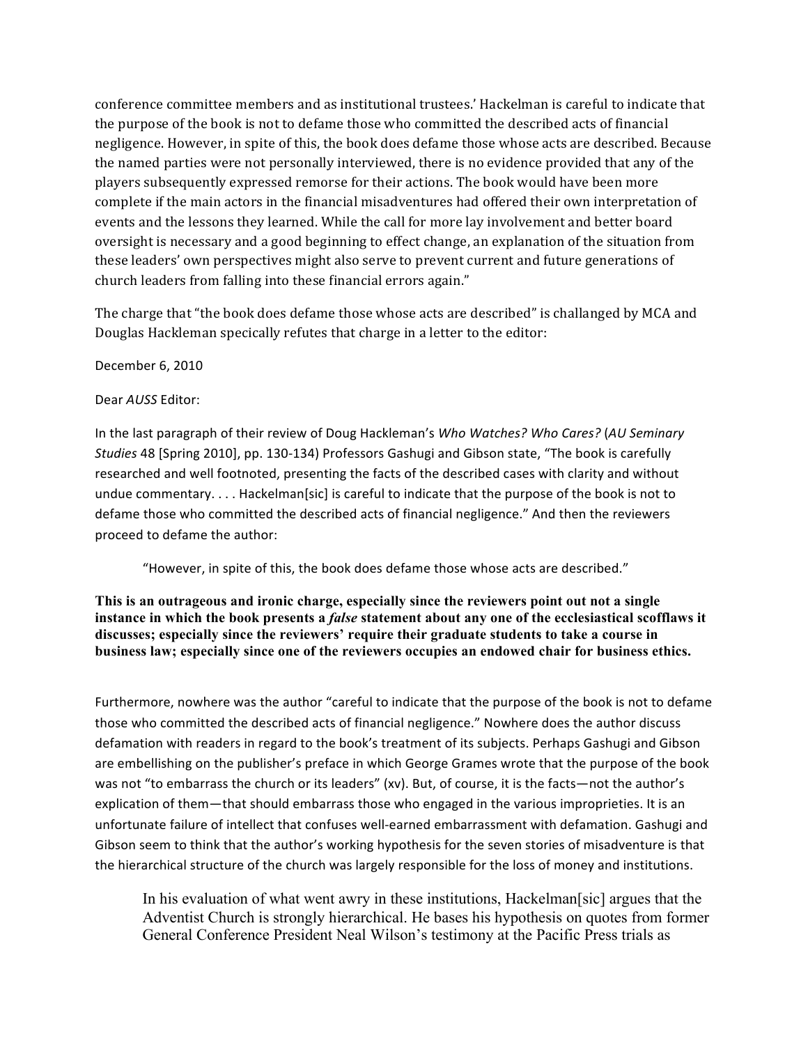conference committee members and as institutional trustees.' Hackelman is careful to indicate that the purpose of the book is not to defame those who committed the described acts of financial negligence. However, in spite of this, the book does defame those whose acts are described. Because the named parties were not personally interviewed, there is no evidence provided that any of the players subsequently expressed remorse for their actions. The book would have been more complete if the main actors in the financial misadventures had offered their own interpretation of events and the lessons they learned. While the call for more lay involvement and better board oversight is necessary and a good beginning to effect change, an explanation of the situation from these leaders' own perspectives might also serve to prevent current and future generations of church leaders from falling into these financial errors again."

The charge that "the book does defame those whose acts are described" is challanged by MCA and Douglas Hackleman specically refutes that charge in a letter to the editor:

December 6, 2010

Dear *AUSS* Editor:

In the last paragraph of their review of Doug Hackleman's *Who Watches? Who Cares?* (*AU Seminary Studies* 48 [Spring 2010], pp. 130-134) Professors Gashugi and Gibson state, "The book is carefully researched and well footnoted, presenting the facts of the described cases with clarity and without undue commentary. . . . Hackelman[sic] is careful to indicate that the purpose of the book is not to defame those who committed the described acts of financial negligence." And then the reviewers proceed to defame the author:

> "However, in spite of this, the book does defame those whose acts are described."

**This is an outrageous and ironic charge, especially since the reviewers point out not a single instance in which the book presents a *false* statement about any one of the ecclesiastical scofflaws it discusses; especially since the reviewers' require their graduate students to take a course in business law; especially since one of the reviewers occupies an endowed chair for business ethics.**

Furthermore, nowhere was the author "careful to indicate that the purpose of the book is not to defame those who committed the described acts of financial negligence." Nowhere does the author discuss defamation with readers in regard to the book's treatment of its subjects. Perhaps Gashugi and Gibson are embellishing on the publisher's preface in which George Grames wrote that the purpose of the book was not "to embarrass the church or its leaders" (xv). But, of course, it is the facts—not the author's explication of them—that should embarrass those who engaged in the various improprieties. It is an unfortunate failure of intellect that confuses well-earned embarrassment with defamation. Gashugi and Gibson seem to think that the author's working hypothesis for the seven stories of misadventure is that the hierarchical structure of the church was largely responsible for the loss of money and institutions.

> In his evaluation of what went awry in these institutions, Hackelman[sic] argues that the Adventist Church is strongly hierarchical. He bases his hypothesis on quotes from former General Conference President Neal Wilson's testimony at the Pacific Press trials as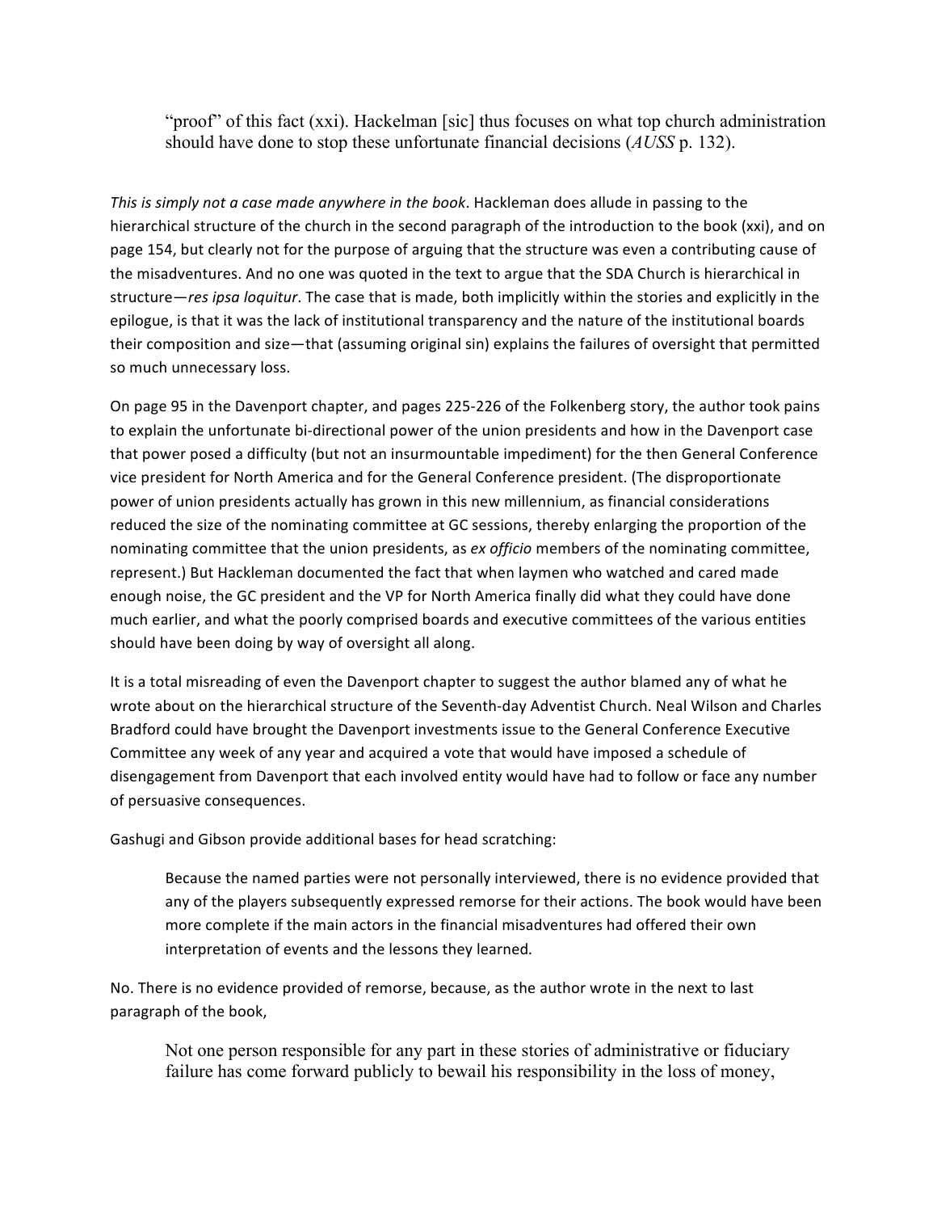> "proof" of this fact (xxi). Hackelman [sic] thus focuses on what top church administration should have done to stop these unfortunate financial decisions (*AUSS* p. 132).

*This is simply not a case made anywhere in the book*. Hackleman does allude in passing to the hierarchical structure of the church in the second paragraph of the introduction to the book (xxi), and on page 154, but clearly not for the purpose of arguing that the structure was even a contributing cause of the misadventures. And no one was quoted in the text to argue that the SDA Church is hierarchical in structure—*res ipsa loquitur*. The case that is made, both implicitly within the stories and explicitly in the epilogue, is that it was the lack of institutional transparency and the nature of the institutional boards their composition and size—that (assuming original sin) explains the failures of oversight that permitted so much unnecessary loss.

On page 95 in the Davenport chapter, and pages 225-226 of the Folkenberg story, the author took pains to explain the unfortunate bi-directional power of the union presidents and how in the Davenport case that power posed a difficulty (but not an insurmountable impediment) for the then General Conference vice president for North America and for the General Conference president. (The disproportionate power of union presidents actually has grown in this new millennium, as financial considerations reduced the size of the nominating committee at GC sessions, thereby enlarging the proportion of the nominating committee that the union presidents, as *ex officio* members of the nominating committee, represent.) But Hackleman documented the fact that when laymen who watched and cared made enough noise, the GC president and the VP for North America finally did what they could have done much earlier, and what the poorly comprised boards and executive committees of the various entities should have been doing by way of oversight all along.

It is a total misreading of even the Davenport chapter to suggest the author blamed any of what he wrote about on the hierarchical structure of the Seventh-day Adventist Church. Neal Wilson and Charles Bradford could have brought the Davenport investments issue to the General Conference Executive Committee any week of any year and acquired a vote that would have imposed a schedule of disengagement from Davenport that each involved entity would have had to follow or face any number of persuasive consequences.

Gashugi and Gibson provide additional bases for head scratching:

> Because the named parties were not personally interviewed, there is no evidence provided that any of the players subsequently expressed remorse for their actions. The book would have been more complete if the main actors in the financial misadventures had offered their own interpretation of events and the lessons they learned.

No. There is no evidence provided of remorse, because, as the author wrote in the next to last paragraph of the book,

> Not one person responsible for any part in these stories of administrative or fiduciary failure has come forward publicly to bewail his responsibility in the loss of money,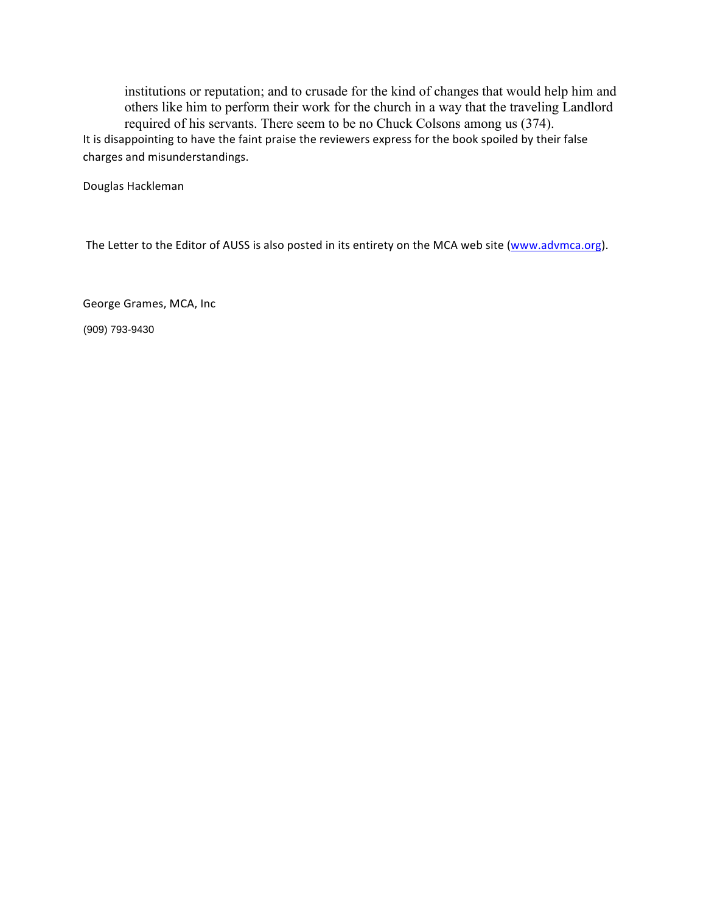> institutions or reputation; and to crusade for the kind of changes that would help him and others like him to perform their work for the church in a way that the traveling Landlord required of his servants. There seem to be no Chuck Colsons among us (374).

It is disappointing to have the faint praise the reviewers express for the book spoiled by their false charges and misunderstandings.

Douglas Hackleman

The Letter to the Editor of AUSS is also posted in its entirety on the MCA web site (www.advmca.org).

George Grames, MCA, Inc

(909) 793-9430